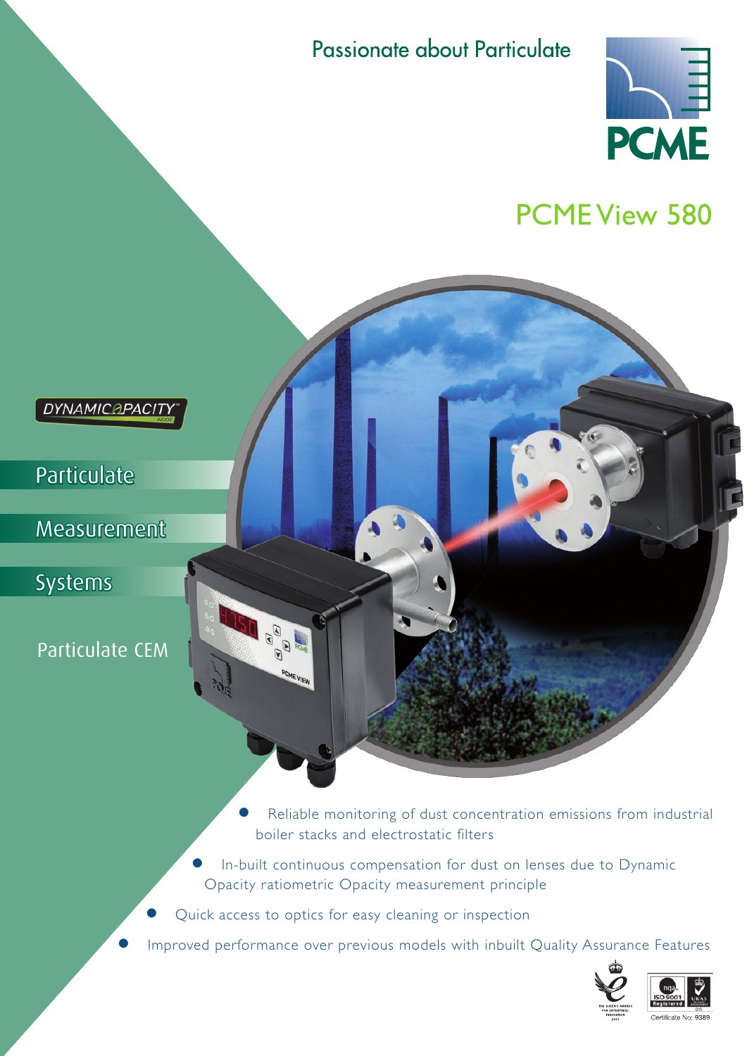Passionate about Particulate

PCME

# PCME View 580

DYNAMIC OPACITY INSIDE

## Particulate

## Measurement

## Systems

Particulate CEM

- Reliable monitoring of dust concentration emissions from industrial boiler stacks and electrostatic filters
- In-built continuous compensation for dust on lenses due to Dynamic Opacity ratiometric Opacity measurement principle
- Quick access to optics for easy cleaning or inspection
- Improved performance over previous models with inbuilt Quality Assurance Features

Certificate No: 9389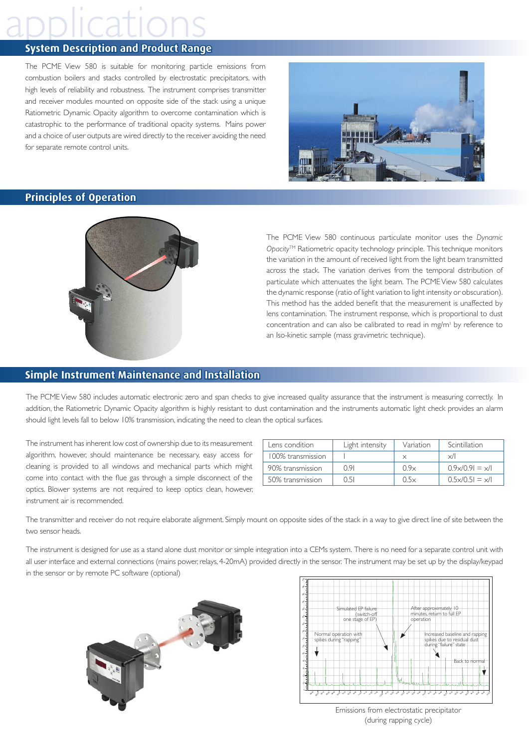# applications

## System Description and Product Range

The PCME View 580 is suitable for monitoring particle emissions from combustion boilers and stacks controlled by electrostatic precipitators, with high levels of reliability and robustness. The instrument comprises transmitter and receiver modules mounted on opposite side of the stack using a unique Ratiometric Dynamic Opacity algorithm to overcome contamination which is catastrophic to the performance of traditional opacity systems. Mains power and a choice of user outputs are wired directly to the receiver avoiding the need for separate remote control units.

## Principles of Operation

The PCME View 580 continuous particulate monitor uses the *Dynamic Opacity*™ Ratiometric opacity technology principle. This technique monitors the variation in the amount of received light from the light beam transmitted across the stack. The variation derives from the temporal distribution of particulate which attenuates the light beam. The PCME View 580 calculates the dynamic response (ratio of light variation to light intensity or obscuration). This method has the added benefit that the measurement is unaffected by lens contamination. The instrument response, which is proportional to dust concentration and can also be calibrated to read in mg/m³ by reference to an Iso-kinetic sample (mass gravimetric technique).

## Simple Instrument Maintenance and Installation

The PCME View 580 includes automatic electronic zero and span checks to give increased quality assurance that the instrument is measuring correctly. In addition, the Ratiometric Dynamic Opacity algorithm is highly resistant to dust contamination and the instruments automatic light check provides an alarm should light levels fall to below 10% transmission, indicating the need to clean the optical surfaces.

The instrument has inherent low cost of ownership due to its measurement algorithm, however, should maintenance be necessary, easy access for cleaning is provided to all windows and mechanical parts which might come into contact with the flue gas through a simple disconnect of the optics. Blower systems are not required to keep optics clean, however, instrument air is recommended.

| Lens condition | Light intensity | Variation | Scintillation |
|---|---|---|---|
| 100% transmission | I | x | x/I |
| 90% transmission | 0.9I | 0.9x | 0.9x/0.9I = x/I |
| 50% transmission | 0.5I | 0.5x | 0.5x/0.5I = x/I |

The transmitter and receiver do not require elaborate alignment. Simply mount on opposite sides of the stack in a way to give direct line of site between the two sensor heads.

The instrument is designed for use as a stand alone dust monitor or simple integration into a CEMs system. There is no need for a separate control unit with all user interface and external connections (mains power, relays, 4-20mA) provided directly in the sensor. The instrument may be set up by the display/keypad in the sensor or by remote PC software (optional)

Normal operation with spikes during "rapping"

Simulated EP failure (switch-off one stage of EP)

After approximately 10 minutes, return to full EP operation

Increased baseline and rapping spikes due to residual dust during "failure" state

Back to normal

Emissions from electrostatic precipitator (during rapping cycle)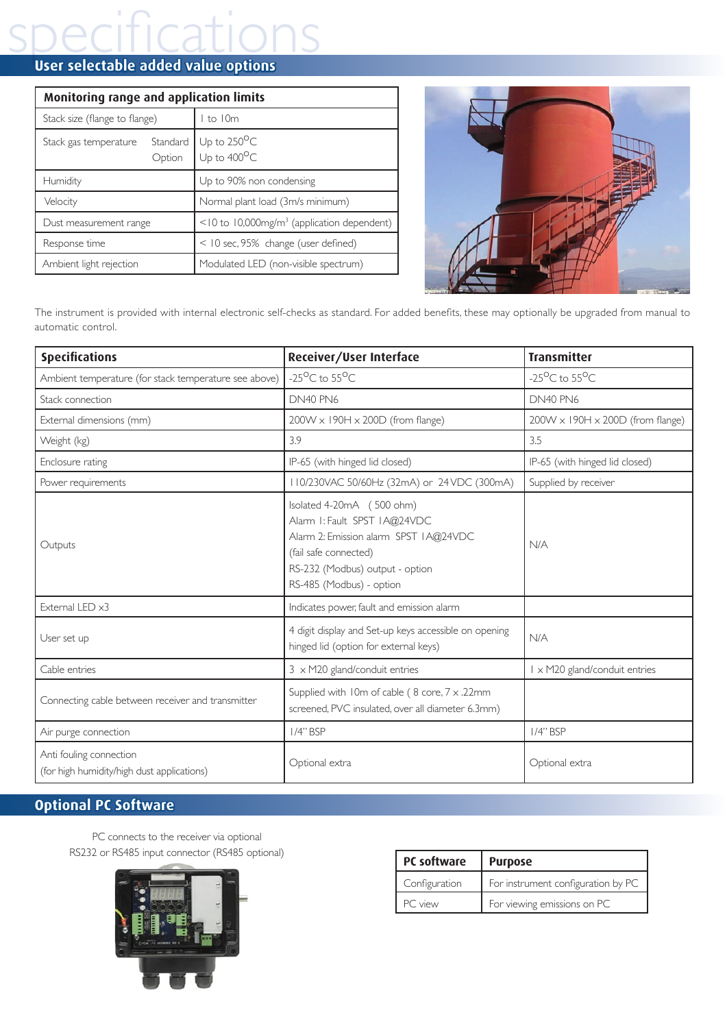# specifications

## User selectable added value options

| Monitoring range and application limits | |
|---|---|
| Stack size (flange to flange) | 1 to 10m |
| Stack gas temperature Standard<br>Option | Up to 250$^{o}$C<br>Up to 400$^{o}$C |
| Humidity | Up to 90% non condensing |
| Velocity | Normal plant load (3m/s minimum) |
| Dust measurement range | <10 to 10,000mg/m$^{3}$ (application dependent) |
| Response time | < 10 sec, 95% change (user defined) |
| Ambient light rejection | Modulated LED (non-visible spectrum) |

The instrument is provided with internal electronic self-checks as standard. For added benefits, these may optionally be upgraded from manual to automatic control.

| Specifications | Receiver/User Interface | Transmitter |
|---|---|---|
| Ambient temperature (for stack temperature see above) | -25$^{o}$C to 55$^{o}$C | -25$^{o}$C to 55$^{o}$C |
| Stack connection | DN40 PN6 | DN40 PN6 |
| External dimensions (mm) | 200W x 190H x 200D (from flange) | 200W x 190H x 200D (from flange) |
| Weight (kg) | 3.9 | 3.5 |
| Enclosure rating | IP-65 (with hinged lid closed) | IP-65 (with hinged lid closed) |
| Power requirements | 110/230VAC 50/60Hz (32mA) or 24VDC (300mA) | Supplied by receiver |
| Outputs | Isolated 4-20mA (500 ohm)<br>Alarm 1: Fault SPST 1A@24VDC<br>Alarm 2: Emission alarm SPST 1A@24VDC<br>(fail safe connected)<br>RS-232 (Modbus) output - option<br>RS-485 (Modbus) - option | N/A |
| External LED x3 | Indicates power, fault and emission alarm | |
| User set up | 4 digit display and Set-up keys accessible on opening hinged lid (option for external keys) | N/A |
| Cable entries | 3 x M20 gland/conduit entries | 1 x M20 gland/conduit entries |
| Connecting cable between receiver and transmitter | Supplied with 10m of cable (8 core, 7 x .22mm screened, PVC insulated, over all diameter 6.3mm) | |
| Air purge connection | 1/4" BSP | 1/4" BSP |
| Anti fouling connection<br>(for high humidity/high dust applications) | Optional extra | Optional extra |

## Optional PC Software

PC connects to the receiver via optional RS232 or RS485 input connector (RS485 optional)

| PC software | Purpose |
|---|---|
| Configuration | For instrument configuration by PC |
| PC view | For viewing emissions on PC |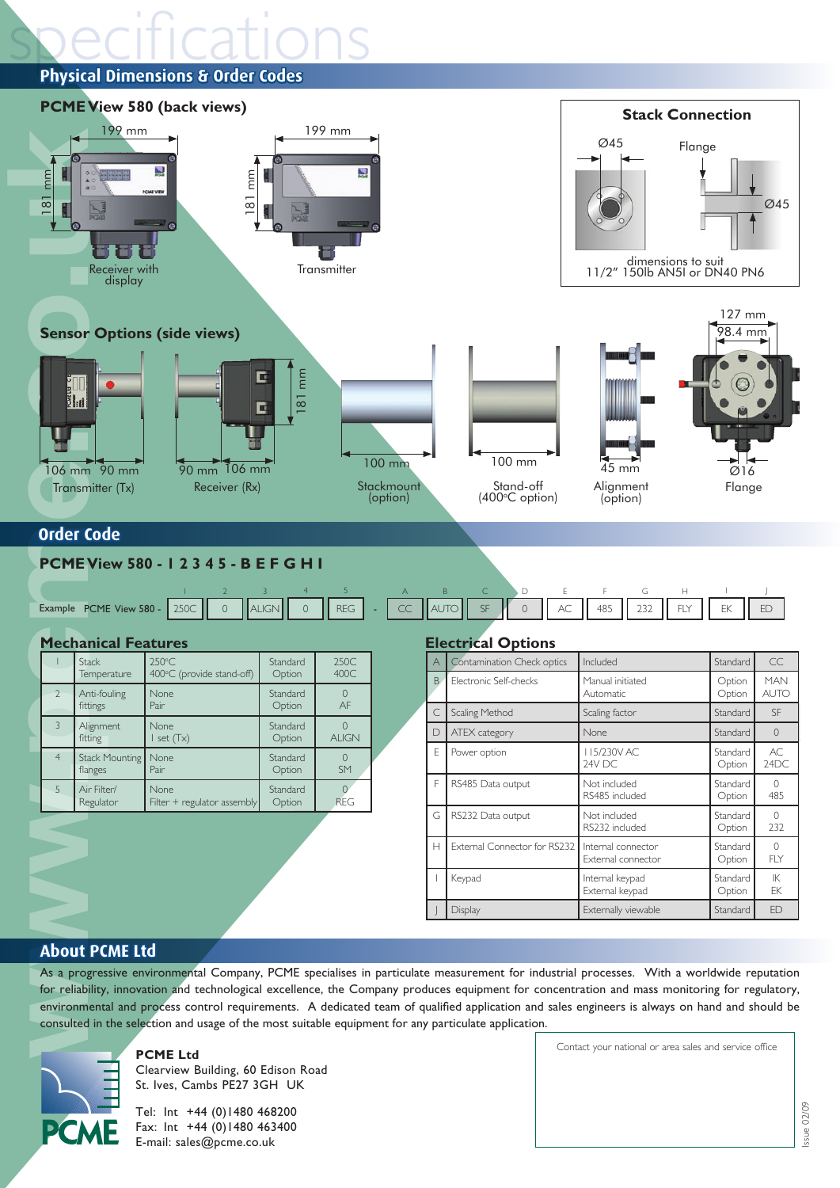# specifications

## Physical Dimensions & Order Codes

### PCME View 580 (back views)

199 mm

181 mm

Receiver with display

199 mm

181 mm

Transmitter

### Stack Connection

Ø45

Flange

Ø45

dimensions to suit
11/2" 150lb ANSI or DN40 PN6

### Sensor Options (side views)

106 mm 90 mm
Transmitter (Tx)

90 mm 106 mm
Receiver (Rx)

181 mm

100 mm
Stackmount (option)

100 mm
Stand-off (400°C option)

45 mm
Alignment (option)

127 mm
98.4 mm
Ø16
Flange

## Order Code

**PCME View 580 - 1 2 3 4 5 - B E F G H I**

| | 1 | 2 | 3 | 4 | 5 | | A | B | C | D | E | F | G | H | I | J |
|---|---|---|---|---|---|---|---|---|---|---|---|---|---|---|---|---|
| Example PCME View 580 - | 250C | 0 | ALIGN | 0 | REG | - | CC | AUTO | SF | 0 | AC | 485 | 232 | FLY | EK | ED |

### Mechanical Features

| | | | | |
|---|---|---|---|---|
| 1 | Stack Temperature | 250°C<br>400°C (provide stand-off) | Standard<br>Option | 250C<br>400C |
| 2 | Anti-fouling fittings | None<br>Pair | Standard<br>Option | 0<br>AF |
| 3 | Alignment fitting | None<br>1 set (Tx) | Standard<br>Option | 0<br>ALIGN |
| 4 | Stack Mounting flanges | None<br>Pair | Standard<br>Option | 0<br>SM |
| 5 | Air Filter/ Regulator | None<br>Filter + regulator assembly | Standard<br>Option | 0<br>REG |

### Electrical Options

| | | | | |
|---|---|---|---|---|
| A | Contamination Check optics | Included | Standard | CC |
| B | Electronic Self-checks | Manual initiated<br>Automatic | Option<br>Option | MAN<br>AUTO |
| C | Scaling Method | Scaling factor | Standard | SF |
| D | ATEX category | None | Standard | 0 |
| E | Power option | 115/230V AC<br>24V DC | Standard<br>Option | AC<br>24DC |
| F | RS485 Data output | Not included<br>RS485 included | Standard<br>Option | 0<br>485 |
| G | RS232 Data output | Not included<br>RS232 included | Standard<br>Option | 0<br>232 |
| H | External Connector for RS232 | Internal connector<br>External connector | Standard<br>Option | 0<br>FLY |
| I | Keypad | Internal keypad<br>External keypad | Standard<br>Option | IK<br>EK |
| J | Display | Externally viewable | Standard | ED |

## About PCME Ltd

As a progressive environmental Company, PCME specialises in particulate measurement for industrial processes. With a worldwide reputation for reliability, innovation and technological excellence, the Company produces equipment for concentration and mass monitoring for regulatory, environmental and process control requirements. A dedicated team of qualified application and sales engineers is always on hand and should be consulted in the selection and usage of the most suitable equipment for any particulate application.

**PCME Ltd**
Clearview Building, 60 Edison Road
St. Ives, Cambs PE27 3GH UK

Tel: Int +44 (0)1480 468200
Fax: Int +44 (0)1480 463400
E-mail: sales@pcme.co.uk

Contact your national or area sales and service office

Issue 02/09